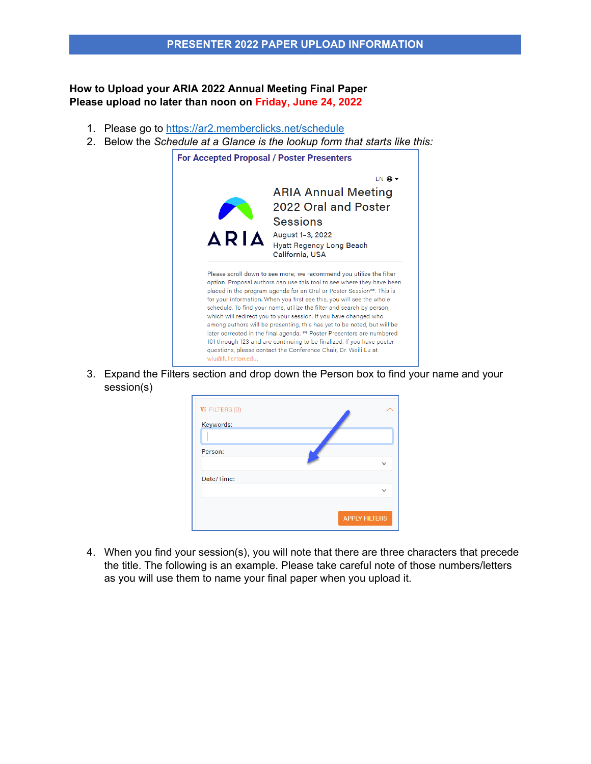# PRESENTER 2022 PAPER UPLOAD INFORMATION

**How to Upload your ARIA 2022 Annual Meeting Final Paper**
**Please upload no later than noon on Friday, June 24, 2022**

1. Please go to https://ar2.memberclicks.net/schedule
2. Below the *Schedule at a Glance is the lookup form that starts like this:*

   **For Accepted Proposal / Poster Presenters**

   EN

   ARIA Annual Meeting 2022 Oral and Poster Sessions

   August 1-3, 2022
   Hyatt Regency Long Beach
   California, USA

   Please scroll down to see more; we recommend you utilize the filter option. Proposal authors can use this tool to see where they have been placed in the program agenda for an Oral or Poster Session**. This is for your information. When you first see this, you will see the whole schedule. To find your name, utilize the filter and search by person, which will redirect you to your session. If you have changed who among authors will be presenting, this has yet to be noted, but will be later corrected in the final agenda. ** Poster Presenters are numbered 101 through 123 and are continuing to be finalized. If you have poster questions, please contact the Conference Chair, Dr. Weili Lu at wlu@fullerton.edu.

3. Expand the Filters section and drop down the Person box to find your name and your session(s)

   FILTERS (0)

   Keywords:

   Person:

   Date/Time:

   APPLY FILTERS

4. When you find your session(s), you will note that there are three characters that precede the title. The following is an example. Please take careful note of those numbers/letters as you will use them to name your final paper when you upload it.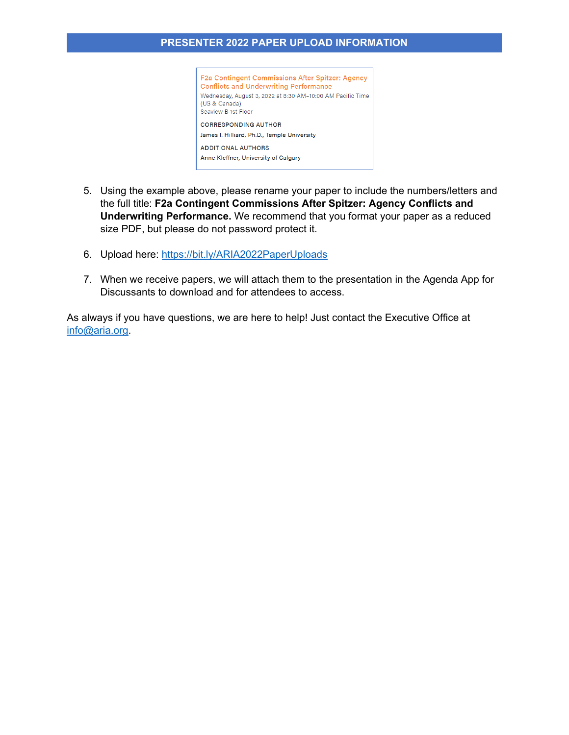## PRESENTER 2022 PAPER UPLOAD INFORMATION

F2a Contingent Commissions After Spitzer: Agency Conflicts and Underwriting Performance
Wednesday, August 3, 2022 at 8:30 AM–10:00 AM Pacific Time (US & Canada)
Seaview B 1st Floor

CORRESPONDING AUTHOR
James I. Hilliard, Ph.D., Temple University

ADDITIONAL AUTHORS
Anne Kleffner, University of Calgary

5. Using the example above, please rename your paper to include the numbers/letters and the full title: **F2a Contingent Commissions After Spitzer: Agency Conflicts and Underwriting Performance.** We recommend that you format your paper as a reduced size PDF, but please do not password protect it.

6. Upload here: https://bit.ly/ARIA2022PaperUploads

7. When we receive papers, we will attach them to the presentation in the Agenda App for Discussants to download and for attendees to access.

As always if you have questions, we are here to help! Just contact the Executive Office at info@aria.org.